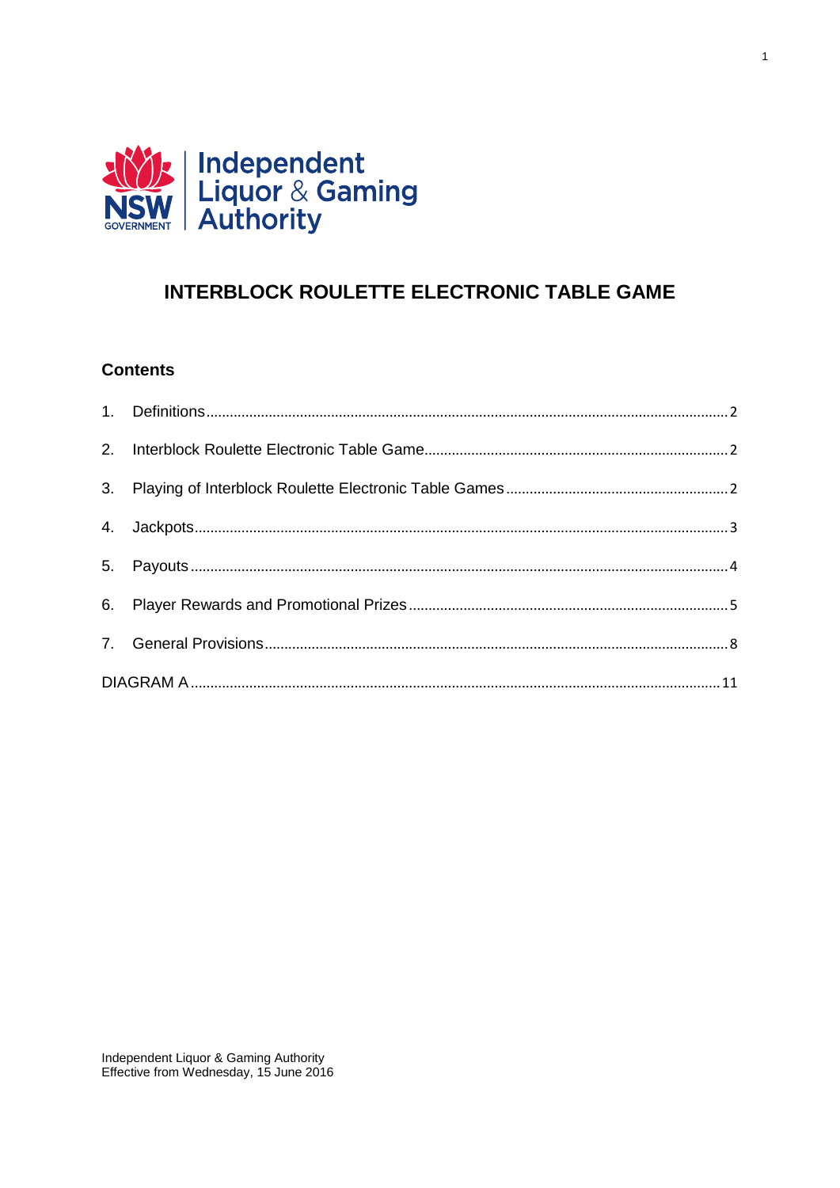Independent Liquor & Gaming Authority

# INTERBLOCK ROULETTE ELECTRONIC TABLE GAME

## Contents

1. Definitions .......... 2
2. Interblock Roulette Electronic Table Game .......... 2
3. Playing of Interblock Roulette Electronic Table Games .......... 2
4. Jackpots .......... 3
5. Payouts .......... 4
6. Player Rewards and Promotional Prizes .......... 5
7. General Provisions .......... 8

DIAGRAM A .......... 11

Independent Liquor & Gaming Authority
Effective from Wednesday, 15 June 2016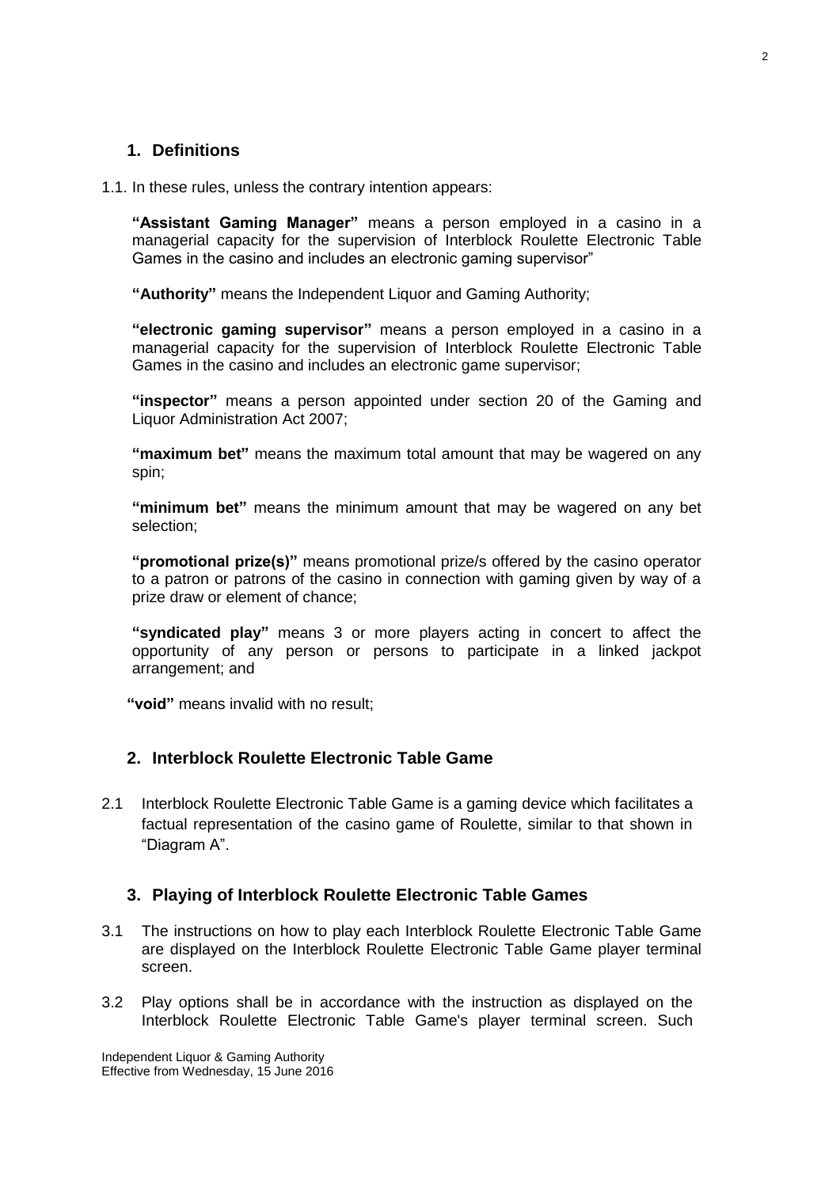## 1. Definitions

1.1. In these rules, unless the contrary intention appears:

**"Assistant Gaming Manager"** means a person employed in a casino in a managerial capacity for the supervision of Interblock Roulette Electronic Table Games in the casino and includes an electronic gaming supervisor"

**"Authority"** means the Independent Liquor and Gaming Authority;

**"electronic gaming supervisor"** means a person employed in a casino in a managerial capacity for the supervision of Interblock Roulette Electronic Table Games in the casino and includes an electronic game supervisor;

**"inspector"** means a person appointed under section 20 of the Gaming and Liquor Administration Act 2007;

**"maximum bet"** means the maximum total amount that may be wagered on any spin;

**"minimum bet"** means the minimum amount that may be wagered on any bet selection;

**"promotional prize(s)"** means promotional prize/s offered by the casino operator to a patron or patrons of the casino in connection with gaming given by way of a prize draw or element of chance;

**"syndicated play"** means 3 or more players acting in concert to affect the opportunity of any person or persons to participate in a linked jackpot arrangement; and

**"void"** means invalid with no result;

## 2. Interblock Roulette Electronic Table Game

2.1 Interblock Roulette Electronic Table Game is a gaming device which facilitates a factual representation of the casino game of Roulette, similar to that shown in "Diagram A".

## 3. Playing of Interblock Roulette Electronic Table Games

3.1 The instructions on how to play each Interblock Roulette Electronic Table Game are displayed on the Interblock Roulette Electronic Table Game player terminal screen.

3.2 Play options shall be in accordance with the instruction as displayed on the Interblock Roulette Electronic Table Game's player terminal screen. Such

Independent Liquor & Gaming Authority
Effective from Wednesday, 15 June 2016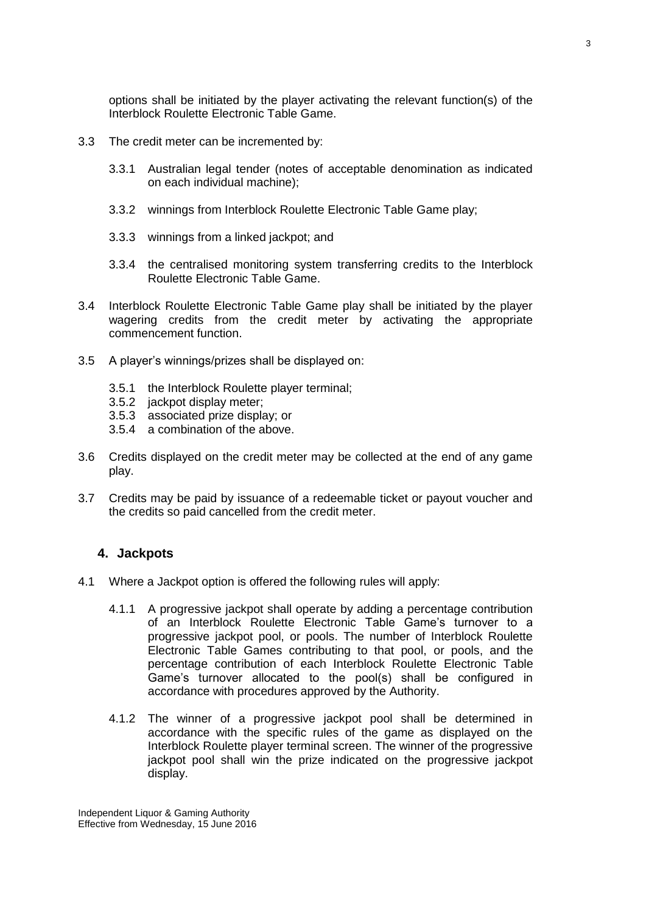options shall be initiated by the player activating the relevant function(s) of the Interblock Roulette Electronic Table Game.

3.3 The credit meter can be incremented by:

3.3.1 Australian legal tender (notes of acceptable denomination as indicated on each individual machine);

3.3.2 winnings from Interblock Roulette Electronic Table Game play;

3.3.3 winnings from a linked jackpot; and

3.3.4 the centralised monitoring system transferring credits to the Interblock Roulette Electronic Table Game.

3.4 Interblock Roulette Electronic Table Game play shall be initiated by the player wagering credits from the credit meter by activating the appropriate commencement function.

3.5 A player's winnings/prizes shall be displayed on:

3.5.1 the Interblock Roulette player terminal;
3.5.2 jackpot display meter;
3.5.3 associated prize display; or
3.5.4 a combination of the above.

3.6 Credits displayed on the credit meter may be collected at the end of any game play.

3.7 Credits may be paid by issuance of a redeemable ticket or payout voucher and the credits so paid cancelled from the credit meter.

## 4. Jackpots

4.1 Where a Jackpot option is offered the following rules will apply:

4.1.1 A progressive jackpot shall operate by adding a percentage contribution of an Interblock Roulette Electronic Table Game's turnover to a progressive jackpot pool, or pools. The number of Interblock Roulette Electronic Table Games contributing to that pool, or pools, and the percentage contribution of each Interblock Roulette Electronic Table Game's turnover allocated to the pool(s) shall be configured in accordance with procedures approved by the Authority.

4.1.2 The winner of a progressive jackpot pool shall be determined in accordance with the specific rules of the game as displayed on the Interblock Roulette player terminal screen. The winner of the progressive jackpot pool shall win the prize indicated on the progressive jackpot display.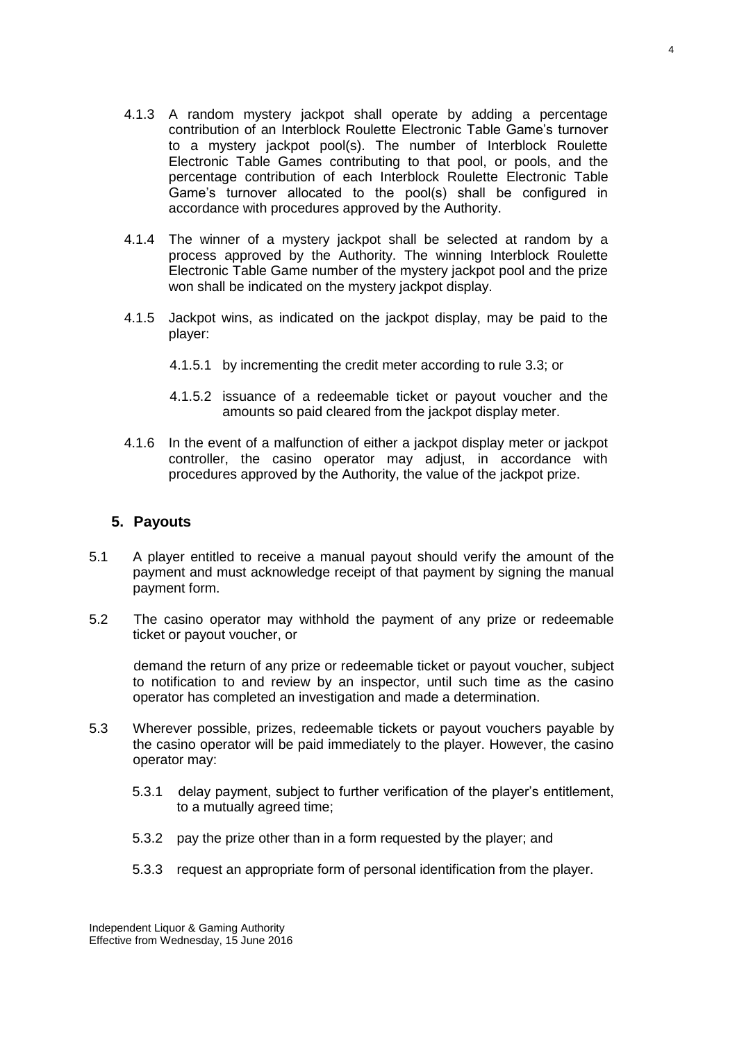4.1.3 A random mystery jackpot shall operate by adding a percentage contribution of an Interblock Roulette Electronic Table Game's turnover to a mystery jackpot pool(s). The number of Interblock Roulette Electronic Table Games contributing to that pool, or pools, and the percentage contribution of each Interblock Roulette Electronic Table Game's turnover allocated to the pool(s) shall be configured in accordance with procedures approved by the Authority.

4.1.4 The winner of a mystery jackpot shall be selected at random by a process approved by the Authority. The winning Interblock Roulette Electronic Table Game number of the mystery jackpot pool and the prize won shall be indicated on the mystery jackpot display.

4.1.5 Jackpot wins, as indicated on the jackpot display, may be paid to the player:

4.1.5.1 by incrementing the credit meter according to rule 3.3; or

4.1.5.2 issuance of a redeemable ticket or payout voucher and the amounts so paid cleared from the jackpot display meter.

4.1.6 In the event of a malfunction of either a jackpot display meter or jackpot controller, the casino operator may adjust, in accordance with procedures approved by the Authority, the value of the jackpot prize.

## 5. Payouts

5.1 A player entitled to receive a manual payout should verify the amount of the payment and must acknowledge receipt of that payment by signing the manual payment form.

5.2 The casino operator may withhold the payment of any prize or redeemable ticket or payout voucher, or

demand the return of any prize or redeemable ticket or payout voucher, subject to notification to and review by an inspector, until such time as the casino operator has completed an investigation and made a determination.

5.3 Wherever possible, prizes, redeemable tickets or payout vouchers payable by the casino operator will be paid immediately to the player. However, the casino operator may:

5.3.1 delay payment, subject to further verification of the player's entitlement, to a mutually agreed time;

5.3.2 pay the prize other than in a form requested by the player; and

5.3.3 request an appropriate form of personal identification from the player.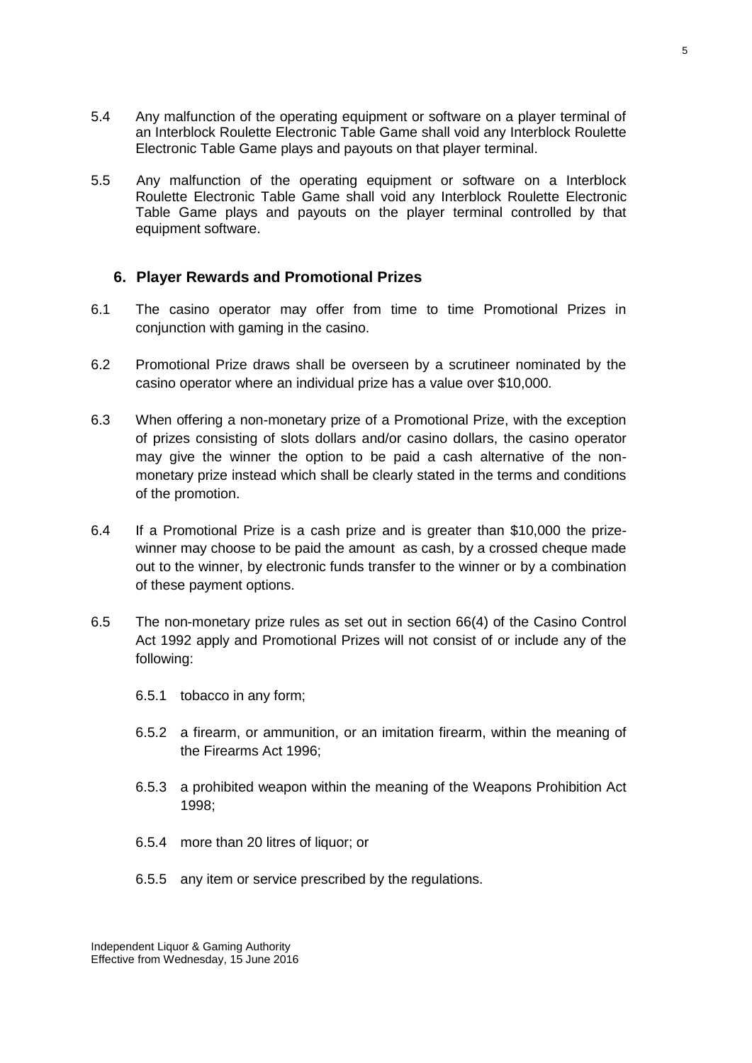5.4 Any malfunction of the operating equipment or software on a player terminal of an Interblock Roulette Electronic Table Game shall void any Interblock Roulette Electronic Table Game plays and payouts on that player terminal.

5.5 Any malfunction of the operating equipment or software on a Interblock Roulette Electronic Table Game shall void any Interblock Roulette Electronic Table Game plays and payouts on the player terminal controlled by that equipment software.

## 6. Player Rewards and Promotional Prizes

6.1 The casino operator may offer from time to time Promotional Prizes in conjunction with gaming in the casino.

6.2 Promotional Prize draws shall be overseen by a scrutineer nominated by the casino operator where an individual prize has a value over $10,000.

6.3 When offering a non-monetary prize of a Promotional Prize, with the exception of prizes consisting of slots dollars and/or casino dollars, the casino operator may give the winner the option to be paid a cash alternative of the non-monetary prize instead which shall be clearly stated in the terms and conditions of the promotion.

6.4 If a Promotional Prize is a cash prize and is greater than $10,000 the prize-winner may choose to be paid the amount as cash, by a crossed cheque made out to the winner, by electronic funds transfer to the winner or by a combination of these payment options.

6.5 The non-monetary prize rules as set out in section 66(4) of the Casino Control Act 1992 apply and Promotional Prizes will not consist of or include any of the following:

- 6.5.1 tobacco in any form;
- 6.5.2 a firearm, or ammunition, or an imitation firearm, within the meaning of the Firearms Act 1996;
- 6.5.3 a prohibited weapon within the meaning of the Weapons Prohibition Act 1998;
- 6.5.4 more than 20 litres of liquor; or
- 6.5.5 any item or service prescribed by the regulations.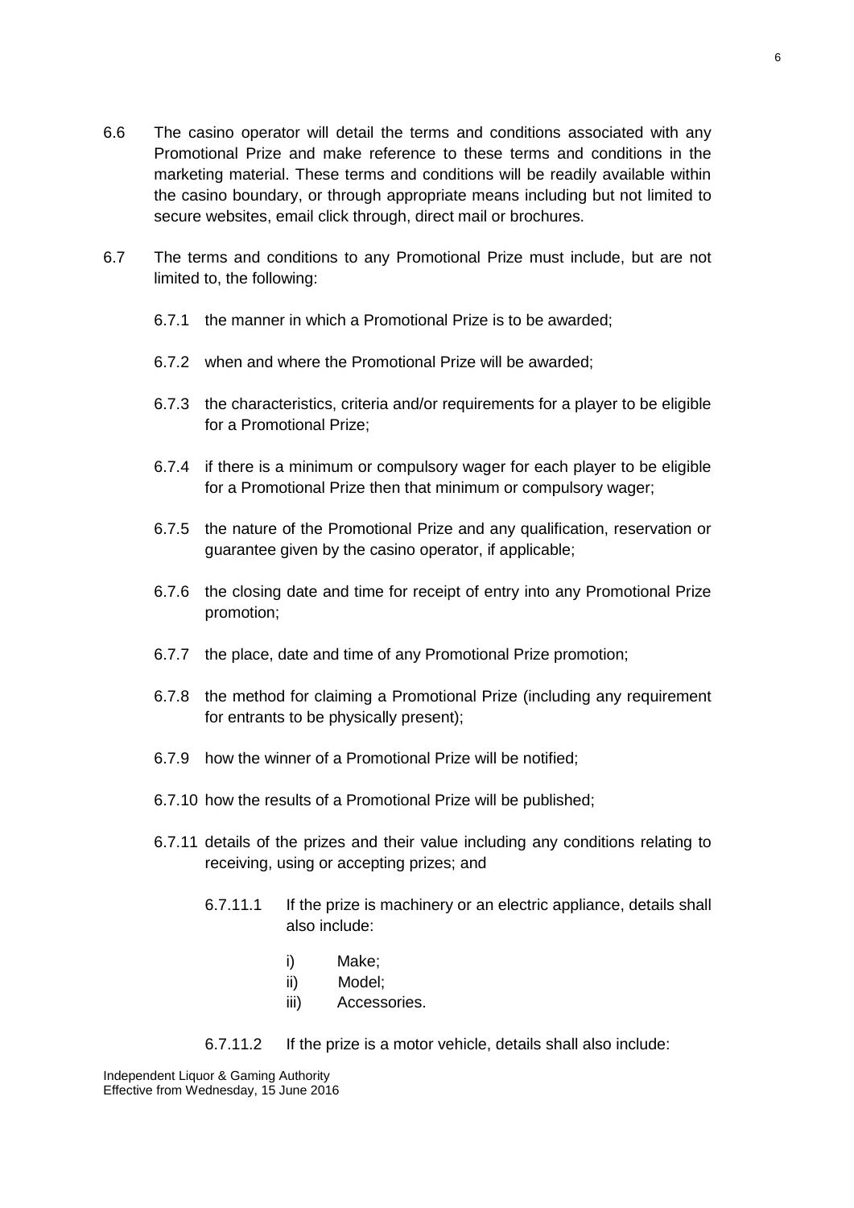6.6 The casino operator will detail the terms and conditions associated with any Promotional Prize and make reference to these terms and conditions in the marketing material. These terms and conditions will be readily available within the casino boundary, or through appropriate means including but not limited to secure websites, email click through, direct mail or brochures.

6.7 The terms and conditions to any Promotional Prize must include, but are not limited to, the following:

- 6.7.1 the manner in which a Promotional Prize is to be awarded;
- 6.7.2 when and where the Promotional Prize will be awarded;
- 6.7.3 the characteristics, criteria and/or requirements for a player to be eligible for a Promotional Prize;
- 6.7.4 if there is a minimum or compulsory wager for each player to be eligible for a Promotional Prize then that minimum or compulsory wager;
- 6.7.5 the nature of the Promotional Prize and any qualification, reservation or guarantee given by the casino operator, if applicable;
- 6.7.6 the closing date and time for receipt of entry into any Promotional Prize promotion;
- 6.7.7 the place, date and time of any Promotional Prize promotion;
- 6.7.8 the method for claiming a Promotional Prize (including any requirement for entrants to be physically present);
- 6.7.9 how the winner of a Promotional Prize will be notified;
- 6.7.10 how the results of a Promotional Prize will be published;
- 6.7.11 details of the prizes and their value including any conditions relating to receiving, using or accepting prizes; and
  - 6.7.11.1 If the prize is machinery or an electric appliance, details shall also include:
    - i) Make;
    - ii) Model;
    - iii) Accessories.
  - 6.7.11.2 If the prize is a motor vehicle, details shall also include: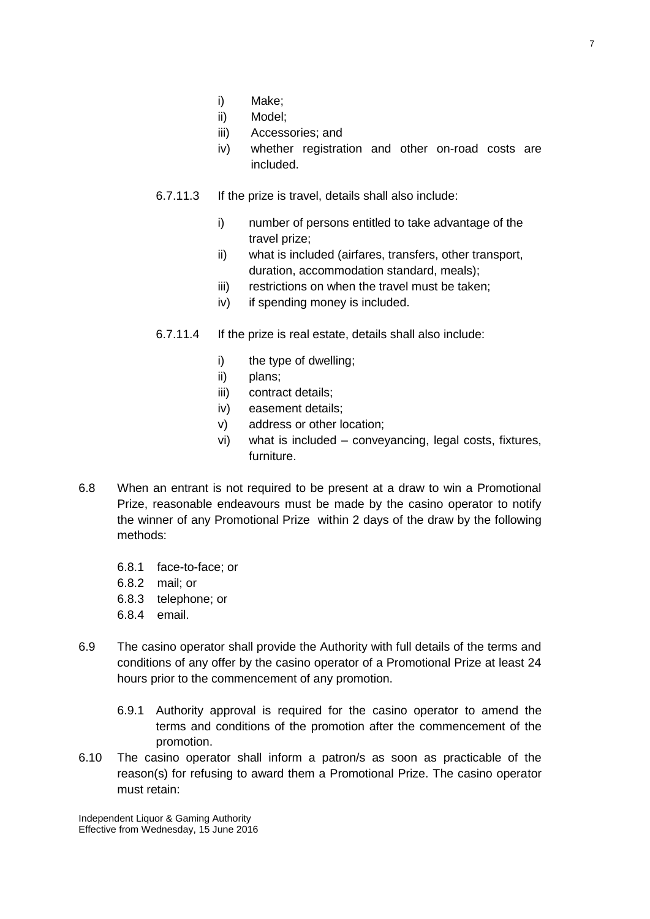i) Make;
ii) Model;
iii) Accessories; and
iv) whether registration and other on-road costs are included.

6.7.11.3 If the prize is travel, details shall also include:

i) number of persons entitled to take advantage of the travel prize;
ii) what is included (airfares, transfers, other transport, duration, accommodation standard, meals);
iii) restrictions on when the travel must be taken;
iv) if spending money is included.

6.7.11.4 If the prize is real estate, details shall also include:

i) the type of dwelling;
ii) plans;
iii) contract details;
iv) easement details;
v) address or other location;
vi) what is included – conveyancing, legal costs, fixtures, furniture.

6.8 When an entrant is not required to be present at a draw to win a Promotional Prize, reasonable endeavours must be made by the casino operator to notify the winner of any Promotional Prize within 2 days of the draw by the following methods:

6.8.1 face-to-face; or
6.8.2 mail; or
6.8.3 telephone; or
6.8.4 email.

6.9 The casino operator shall provide the Authority with full details of the terms and conditions of any offer by the casino operator of a Promotional Prize at least 24 hours prior to the commencement of any promotion.

6.9.1 Authority approval is required for the casino operator to amend the terms and conditions of the promotion after the commencement of the promotion.

6.10 The casino operator shall inform a patron/s as soon as practicable of the reason(s) for refusing to award them a Promotional Prize. The casino operator must retain: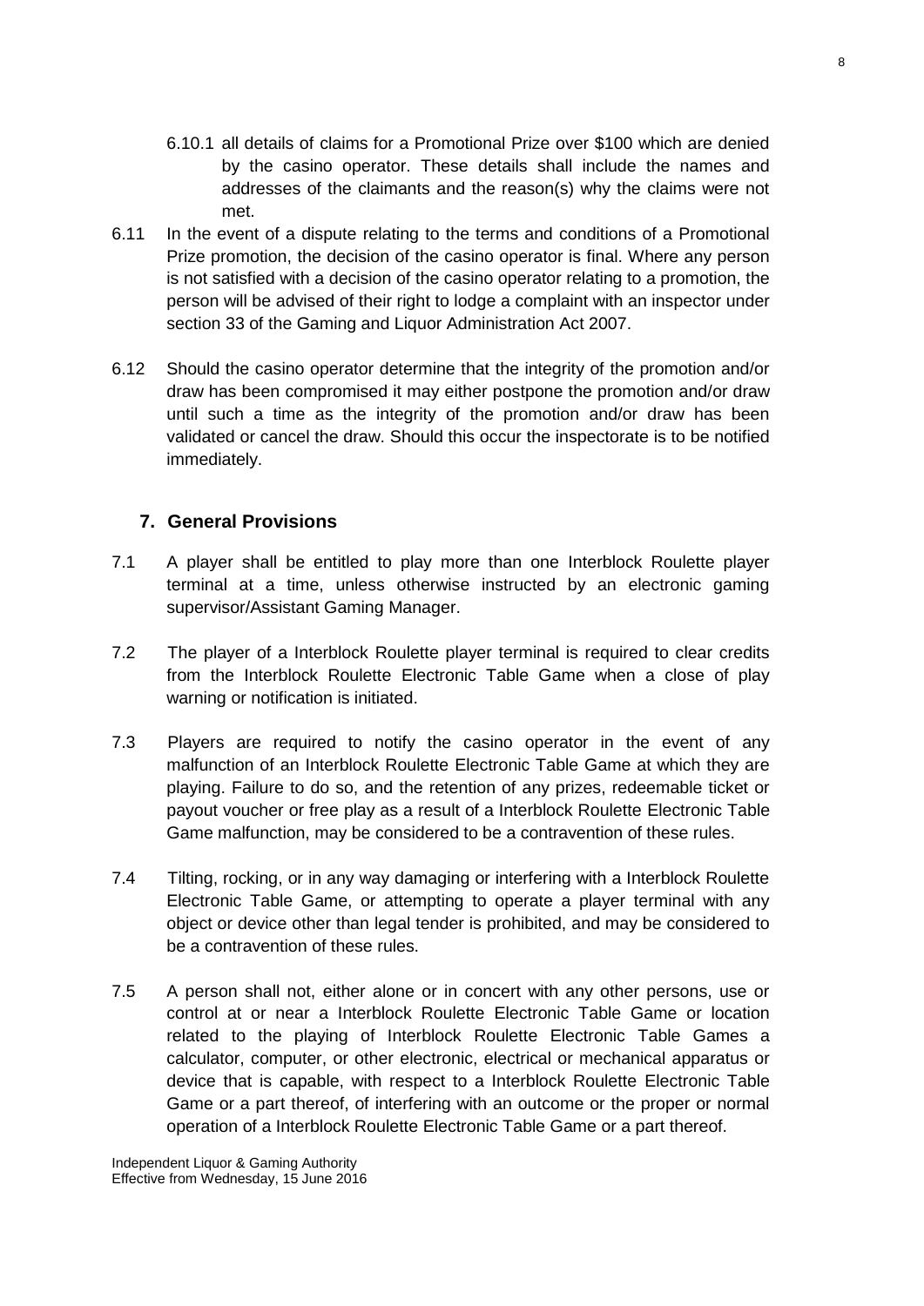6.10.1 all details of claims for a Promotional Prize over $100 which are denied by the casino operator. These details shall include the names and addresses of the claimants and the reason(s) why the claims were not met.

6.11 In the event of a dispute relating to the terms and conditions of a Promotional Prize promotion, the decision of the casino operator is final. Where any person is not satisfied with a decision of the casino operator relating to a promotion, the person will be advised of their right to lodge a complaint with an inspector under section 33 of the Gaming and Liquor Administration Act 2007.

6.12 Should the casino operator determine that the integrity of the promotion and/or draw has been compromised it may either postpone the promotion and/or draw until such a time as the integrity of the promotion and/or draw has been validated or cancel the draw. Should this occur the inspectorate is to be notified immediately.

## 7. General Provisions

7.1 A player shall be entitled to play more than one Interblock Roulette player terminal at a time, unless otherwise instructed by an electronic gaming supervisor/Assistant Gaming Manager.

7.2 The player of a Interblock Roulette player terminal is required to clear credits from the Interblock Roulette Electronic Table Game when a close of play warning or notification is initiated.

7.3 Players are required to notify the casino operator in the event of any malfunction of an Interblock Roulette Electronic Table Game at which they are playing. Failure to do so, and the retention of any prizes, redeemable ticket or payout voucher or free play as a result of a Interblock Roulette Electronic Table Game malfunction, may be considered to be a contravention of these rules.

7.4 Tilting, rocking, or in any way damaging or interfering with a Interblock Roulette Electronic Table Game, or attempting to operate a player terminal with any object or device other than legal tender is prohibited, and may be considered to be a contravention of these rules.

7.5 A person shall not, either alone or in concert with any other persons, use or control at or near a Interblock Roulette Electronic Table Game or location related to the playing of Interblock Roulette Electronic Table Games a calculator, computer, or other electronic, electrical or mechanical apparatus or device that is capable, with respect to a Interblock Roulette Electronic Table Game or a part thereof, of interfering with an outcome or the proper or normal operation of a Interblock Roulette Electronic Table Game or a part thereof.

Independent Liquor & Gaming Authority
Effective from Wednesday, 15 June 2016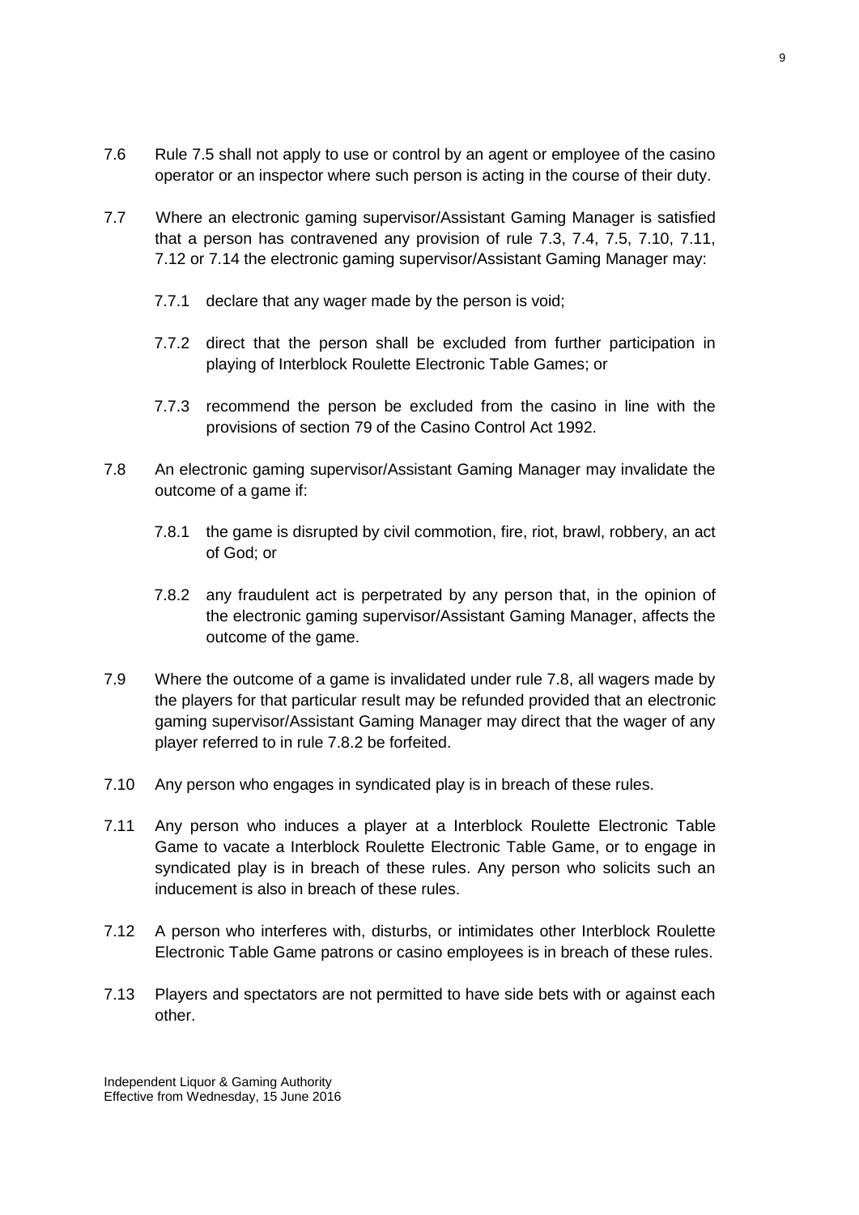7.6 Rule 7.5 shall not apply to use or control by an agent or employee of the casino operator or an inspector where such person is acting in the course of their duty.

7.7 Where an electronic gaming supervisor/Assistant Gaming Manager is satisfied that a person has contravened any provision of rule 7.3, 7.4, 7.5, 7.10, 7.11, 7.12 or 7.14 the electronic gaming supervisor/Assistant Gaming Manager may:

- 7.7.1 declare that any wager made by the person is void;
- 7.7.2 direct that the person shall be excluded from further participation in playing of Interblock Roulette Electronic Table Games; or
- 7.7.3 recommend the person be excluded from the casino in line with the provisions of section 79 of the Casino Control Act 1992.

7.8 An electronic gaming supervisor/Assistant Gaming Manager may invalidate the outcome of a game if:

- 7.8.1 the game is disrupted by civil commotion, fire, riot, brawl, robbery, an act of God; or
- 7.8.2 any fraudulent act is perpetrated by any person that, in the opinion of the electronic gaming supervisor/Assistant Gaming Manager, affects the outcome of the game.

7.9 Where the outcome of a game is invalidated under rule 7.8, all wagers made by the players for that particular result may be refunded provided that an electronic gaming supervisor/Assistant Gaming Manager may direct that the wager of any player referred to in rule 7.8.2 be forfeited.

7.10 Any person who engages in syndicated play is in breach of these rules.

7.11 Any person who induces a player at a Interblock Roulette Electronic Table Game to vacate a Interblock Roulette Electronic Table Game, or to engage in syndicated play is in breach of these rules. Any person who solicits such an inducement is also in breach of these rules.

7.12 A person who interferes with, disturbs, or intimidates other Interblock Roulette Electronic Table Game patrons or casino employees is in breach of these rules.

7.13 Players and spectators are not permitted to have side bets with or against each other.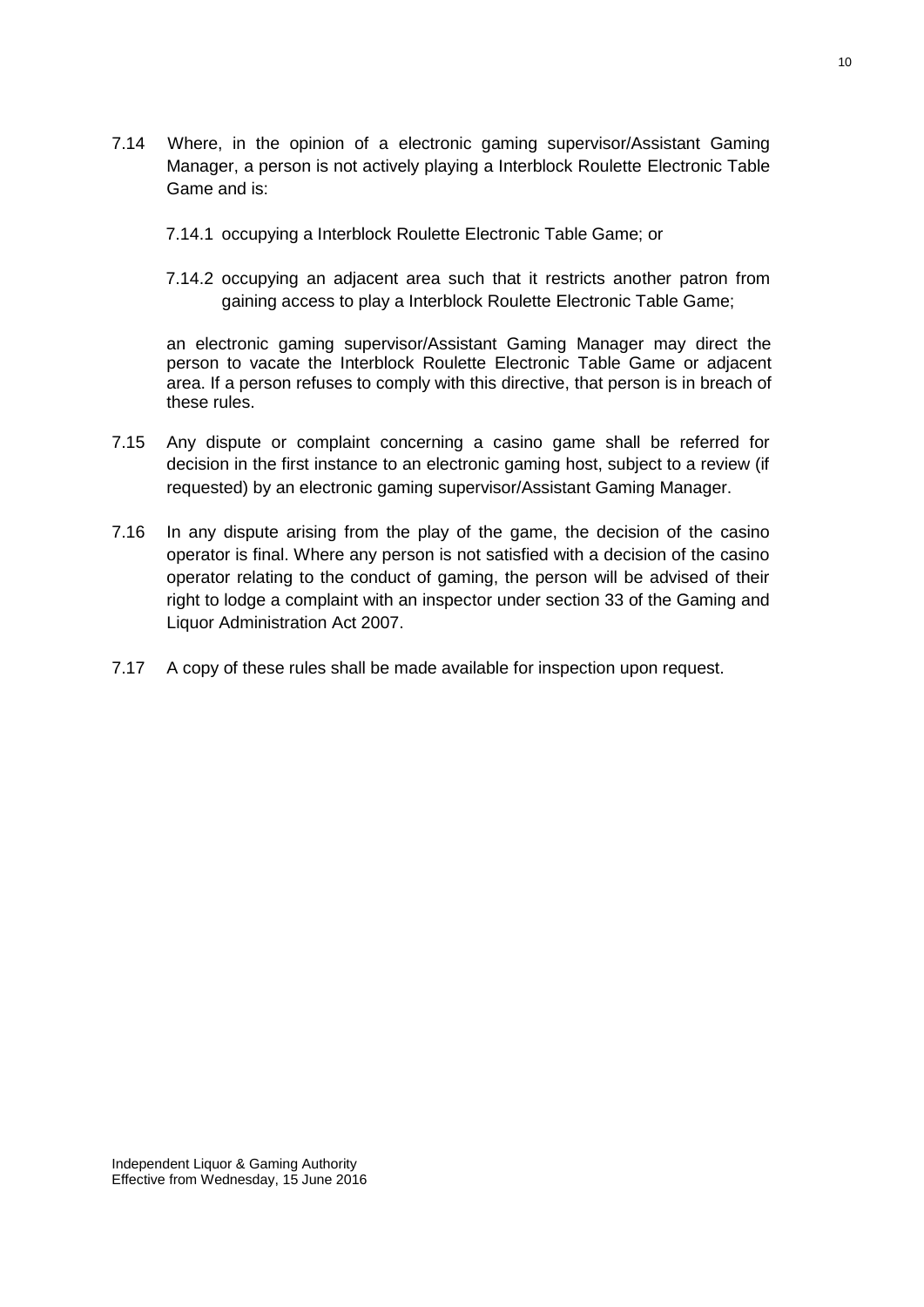7.14 Where, in the opinion of a electronic gaming supervisor/Assistant Gaming Manager, a person is not actively playing a Interblock Roulette Electronic Table Game and is:

7.14.1 occupying a Interblock Roulette Electronic Table Game; or

7.14.2 occupying an adjacent area such that it restricts another patron from gaining access to play a Interblock Roulette Electronic Table Game;

an electronic gaming supervisor/Assistant Gaming Manager may direct the person to vacate the Interblock Roulette Electronic Table Game or adjacent area. If a person refuses to comply with this directive, that person is in breach of these rules.

7.15 Any dispute or complaint concerning a casino game shall be referred for decision in the first instance to an electronic gaming host, subject to a review (if requested) by an electronic gaming supervisor/Assistant Gaming Manager.

7.16 In any dispute arising from the play of the game, the decision of the casino operator is final. Where any person is not satisfied with a decision of the casino operator relating to the conduct of gaming, the person will be advised of their right to lodge a complaint with an inspector under section 33 of the Gaming and Liquor Administration Act 2007.

7.17 A copy of these rules shall be made available for inspection upon request.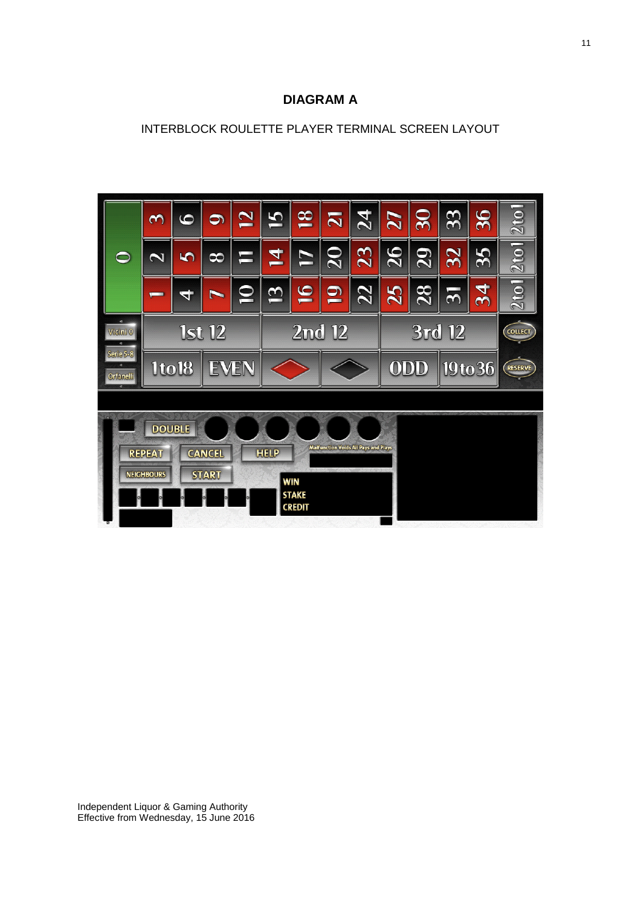# DIAGRAM A

INTERBLOCK ROULETTE PLAYER TERMINAL SCREEN LAYOUT